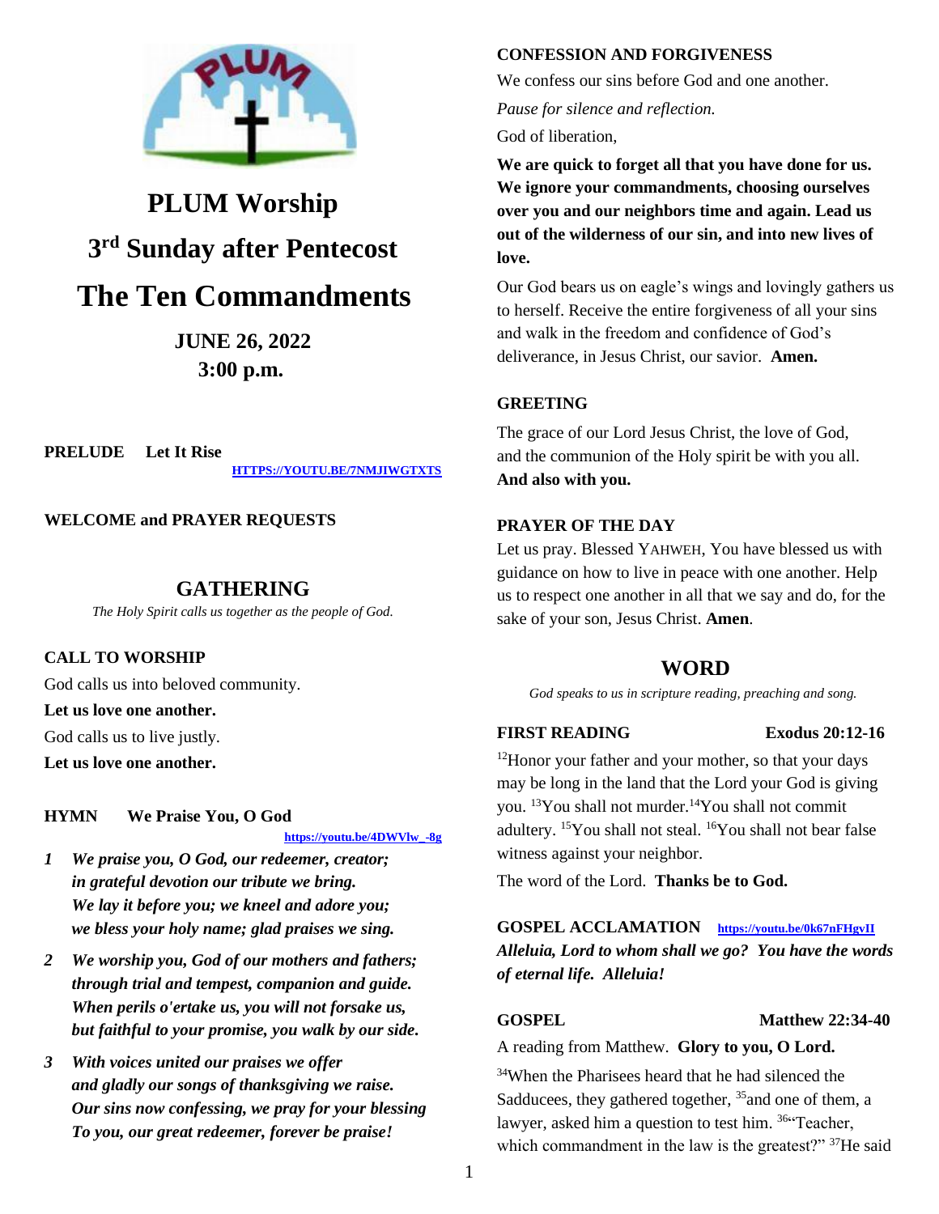# PLUM Worship

## 3rd Sunday after Pentecost

# The Ten Commandments

**JUNE 26, 2022**
**3:00 p.m.**

**PRELUDE** **Let It Rise**
HTTPS://YOUTU.BE/7NMJIWGTXTS

**WELCOME and PRAYER REQUESTS**

## GATHERING

*The Holy Spirit calls us together as the people of God.*

**CALL TO WORSHIP**

God calls us into beloved community.

**Let us love one another.**

God calls us to live justly.

**Let us love one another.**

**HYMN** **We Praise You, O God**
https://youtu.be/4DWVlw_-8g

1. ***We praise you, O God, our redeemer, creator;***
***in grateful devotion our tribute we bring.***
***We lay it before you; we kneel and adore you;***
***we bless your holy name; glad praises we sing.***

2. ***We worship you, God of our mothers and fathers;***
***through trial and tempest, companion and guide.***
***When perils o'ertake us, you will not forsake us,***
***but faithful to your promise, you walk by our side.***

3. ***With voices united our praises we offer***
***and gladly our songs of thanksgiving we raise.***
***Our sins now confessing, we pray for your blessing***
***To you, our great redeemer, forever be praise!***

**CONFESSION AND FORGIVENESS**

We confess our sins before God and one another.

*Pause for silence and reflection.*

God of liberation,

**We are quick to forget all that you have done for us. We ignore your commandments, choosing ourselves over you and our neighbors time and again. Lead us out of the wilderness of our sin, and into new lives of love.**

Our God bears us on eagle's wings and lovingly gathers us to herself. Receive the entire forgiveness of all your sins and walk in the freedom and confidence of God's deliverance, in Jesus Christ, our savior. **Amen.**

**GREETING**

The grace of our Lord Jesus Christ, the love of God, and the communion of the Holy spirit be with you all.
**And also with you.**

**PRAYER OF THE DAY**

Let us pray. Blessed YAHWEH, You have blessed us with guidance on how to live in peace with one another. Help us to respect one another in all that we say and do, for the sake of your son, Jesus Christ. **Amen**.

## WORD

*God speaks to us in scripture reading, preaching and song.*

**FIRST READING** **Exodus 20:12-16**

[12]Honor your father and your mother, so that your days may be long in the land that the Lord your God is giving you. [13]You shall not murder.[14]You shall not commit adultery. [15]You shall not steal. [16]You shall not bear false witness against your neighbor.

The word of the Lord. **Thanks be to God.**

**GOSPEL ACCLAMATION** https://youtu.be/0k67nFHgvII

***Alleluia, Lord to whom shall we go? You have the words of eternal life. Alleluia!***

**GOSPEL** **Matthew 22:34-40**

A reading from Matthew. **Glory to you, O Lord.**

[34]When the Pharisees heard that he had silenced the Sadducees, they gathered together, [35]and one of them, a lawyer, asked him a question to test him. [36]"Teacher, which commandment in the law is the greatest?" [37]He said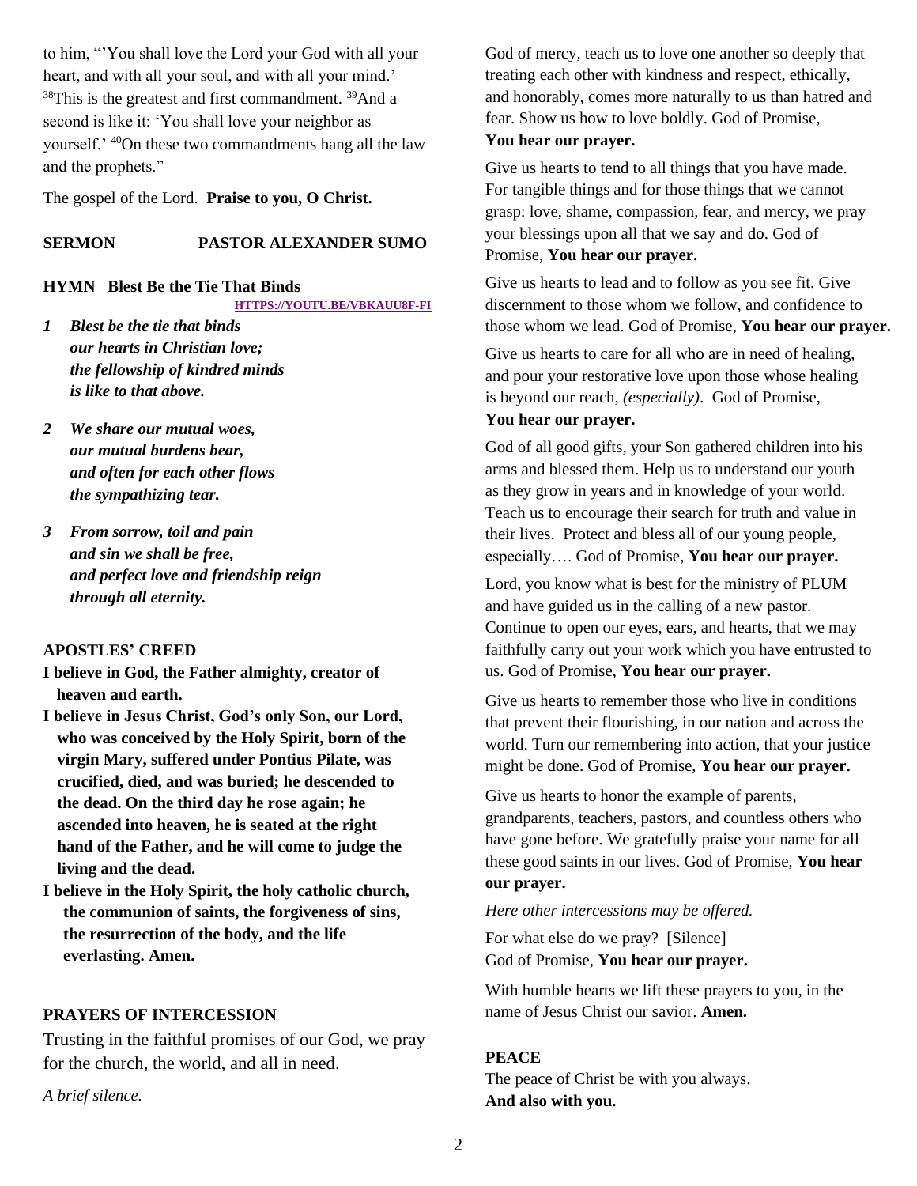to him, "'You shall love the Lord your God with all your heart, and with all your soul, and with all your mind.' [38]This is the greatest and first commandment. [39]And a second is like it: 'You shall love your neighbor as yourself.' [40]On these two commandments hang all the law and the prophets."

The gospel of the Lord. **Praise to you, O Christ.**

**SERMON PASTOR ALEXANDER SUMO**

**HYMN Blest Be the Tie That Binds**

HTTPS://YOUTU.BE/VBKAUU8F-FI

*1* ***Blest be the tie that binds***
***our hearts in Christian love;***
***the fellowship of kindred minds***
***is like to that above.***

*2* ***We share our mutual woes,***
***our mutual burdens bear,***
***and often for each other flows***
***the sympathizing tear.***

*3* ***From sorrow, toil and pain***
***and sin we shall be free,***
***and perfect love and friendship reign***
***through all eternity.***

**APOSTLES' CREED**

**I believe in God, the Father almighty, creator of heaven and earth.**

**I believe in Jesus Christ, God's only Son, our Lord, who was conceived by the Holy Spirit, born of the virgin Mary, suffered under Pontius Pilate, was crucified, died, and was buried; he descended to the dead. On the third day he rose again; he ascended into heaven, he is seated at the right hand of the Father, and he will come to judge the living and the dead.**

**I believe in the Holy Spirit, the holy catholic church, the communion of saints, the forgiveness of sins, the resurrection of the body, and the life everlasting. Amen.**

**PRAYERS OF INTERCESSION**

Trusting in the faithful promises of our God, we pray for the church, the world, and all in need.

*A brief silence.*

God of mercy, teach us to love one another so deeply that treating each other with kindness and respect, ethically, and honorably, comes more naturally to us than hatred and fear. Show us how to love boldly. God of Promise, **You hear our prayer.**

Give us hearts to tend to all things that you have made. For tangible things and for those things that we cannot grasp: love, shame, compassion, fear, and mercy, we pray your blessings upon all that we say and do. God of Promise, **You hear our prayer.**

Give us hearts to lead and to follow as you see fit. Give discernment to those whom we follow, and confidence to those whom we lead. God of Promise, **You hear our prayer.**

Give us hearts to care for all who are in need of healing, and pour your restorative love upon those whose healing is beyond our reach, *(especially)*. God of Promise, **You hear our prayer.**

God of all good gifts, your Son gathered children into his arms and blessed them. Help us to understand our youth as they grow in years and in knowledge of your world. Teach us to encourage their search for truth and value in their lives. Protect and bless all of our young people, especially…. God of Promise, **You hear our prayer.**

Lord, you know what is best for the ministry of PLUM and have guided us in the calling of a new pastor. Continue to open our eyes, ears, and hearts, that we may faithfully carry out your work which you have entrusted to us. God of Promise, **You hear our prayer.**

Give us hearts to remember those who live in conditions that prevent their flourishing, in our nation and across the world. Turn our remembering into action, that your justice might be done. God of Promise, **You hear our prayer.**

Give us hearts to honor the example of parents, grandparents, teachers, pastors, and countless others who have gone before. We gratefully praise your name for all these good saints in our lives. God of Promise, **You hear our prayer.**

*Here other intercessions may be offered.*

For what else do we pray? [Silence]
God of Promise, **You hear our prayer.**

With humble hearts we lift these prayers to you, in the name of Jesus Christ our savior. **Amen.**

**PEACE**

The peace of Christ be with you always.
**And also with you.**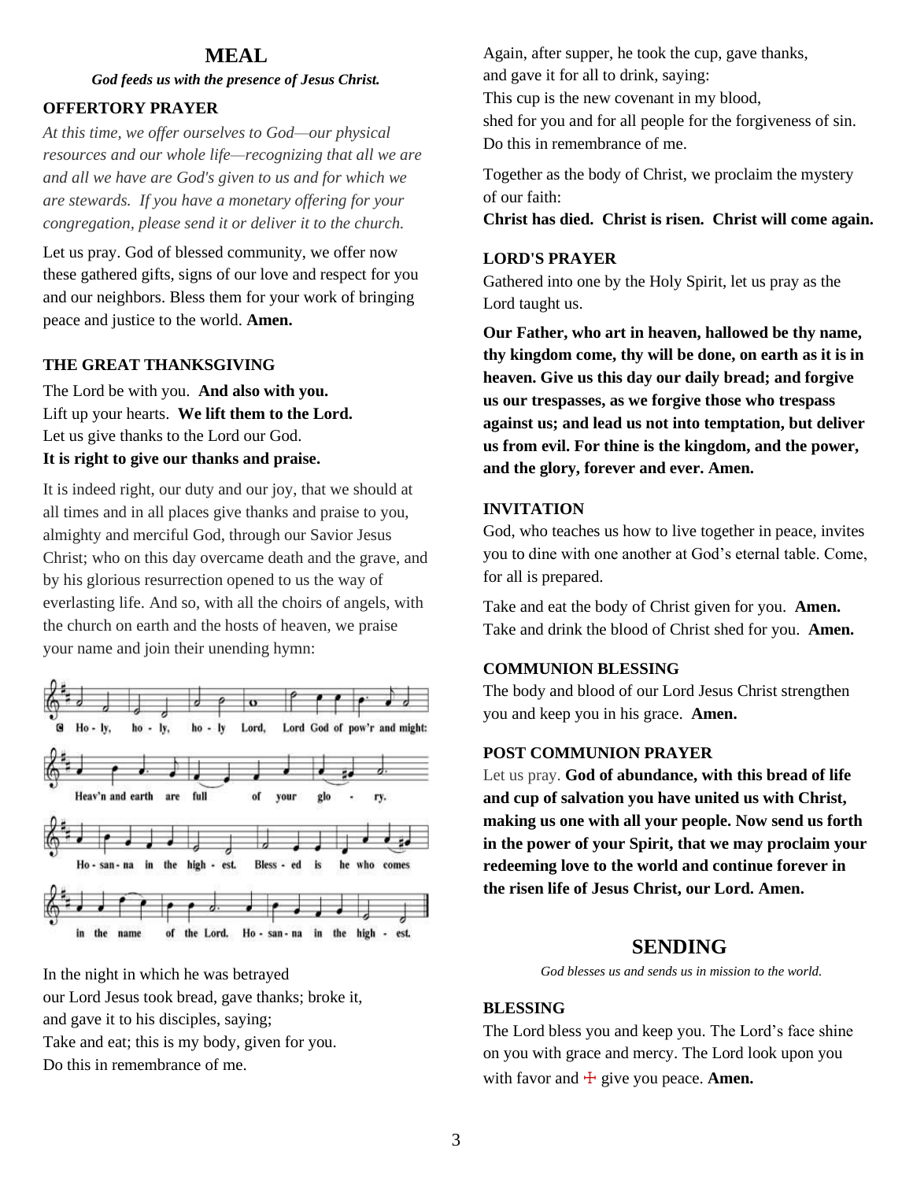## MEAL

***God feeds us with the presence of Jesus Christ.***

### OFFERTORY PRAYER

*At this time, we offer ourselves to God—our physical resources and our whole life—recognizing that all we are and all we have are God's given to us and for which we are stewards. If you have a monetary offering for your congregation, please send it or deliver it to the church.*

Let us pray. God of blessed community, we offer now these gathered gifts, signs of our love and respect for you and our neighbors. Bless them for your work of bringing peace and justice to the world. **Amen.**

### THE GREAT THANKSGIVING

The Lord be with you. **And also with you.**
Lift up your hearts. **We lift them to the Lord.**
Let us give thanks to the Lord our God.
**It is right to give our thanks and praise.**

It is indeed right, our duty and our joy, that we should at all times and in all places give thanks and praise to you, almighty and merciful God, through our Savior Jesus Christ; who on this day overcame death and the grave, and by his glorious resurrection opened to us the way of everlasting life. And so, with all the choirs of angels, with the church on earth and the hosts of heaven, we praise your name and join their unending hymn:

Holy, holy, holy Lord, Lord God of pow'r and might: Heav'n and earth are full of your glory. Hosanna in the highest. Blessed is he who comes in the name of the Lord. Hosanna in the highest.

In the night in which he was betrayed
our Lord Jesus took bread, gave thanks; broke it,
and gave it to his disciples, saying;
Take and eat; this is my body, given for you.
Do this in remembrance of me.

Again, after supper, he took the cup, gave thanks,
and gave it for all to drink, saying:
This cup is the new covenant in my blood,
shed for you and for all people for the forgiveness of sin.
Do this in remembrance of me.

Together as the body of Christ, we proclaim the mystery of our faith:
**Christ has died. Christ is risen. Christ will come again.**

### LORD'S PRAYER

Gathered into one by the Holy Spirit, let us pray as the Lord taught us.

**Our Father, who art in heaven, hallowed be thy name, thy kingdom come, thy will be done, on earth as it is in heaven. Give us this day our daily bread; and forgive us our trespasses, as we forgive those who trespass against us; and lead us not into temptation, but deliver us from evil. For thine is the kingdom, and the power, and the glory, forever and ever. Amen.**

### INVITATION

God, who teaches us how to live together in peace, invites you to dine with one another at God's eternal table. Come, for all is prepared.

Take and eat the body of Christ given for you. **Amen.**
Take and drink the blood of Christ shed for you. **Amen.**

### COMMUNION BLESSING

The body and blood of our Lord Jesus Christ strengthen you and keep you in his grace. **Amen.**

### POST COMMUNION PRAYER

Let us pray. **God of abundance, with this bread of life and cup of salvation you have united us with Christ, making us one with all your people. Now send us forth in the power of your Spirit, that we may proclaim your redeeming love to the world and continue forever in the risen life of Jesus Christ, our Lord. Amen.**

## SENDING

*God blesses us and sends us in mission to the world.*

### BLESSING

The Lord bless you and keep you. The Lord's face shine on you with grace and mercy. The Lord look upon you with favor and ☩ give you peace. **Amen.**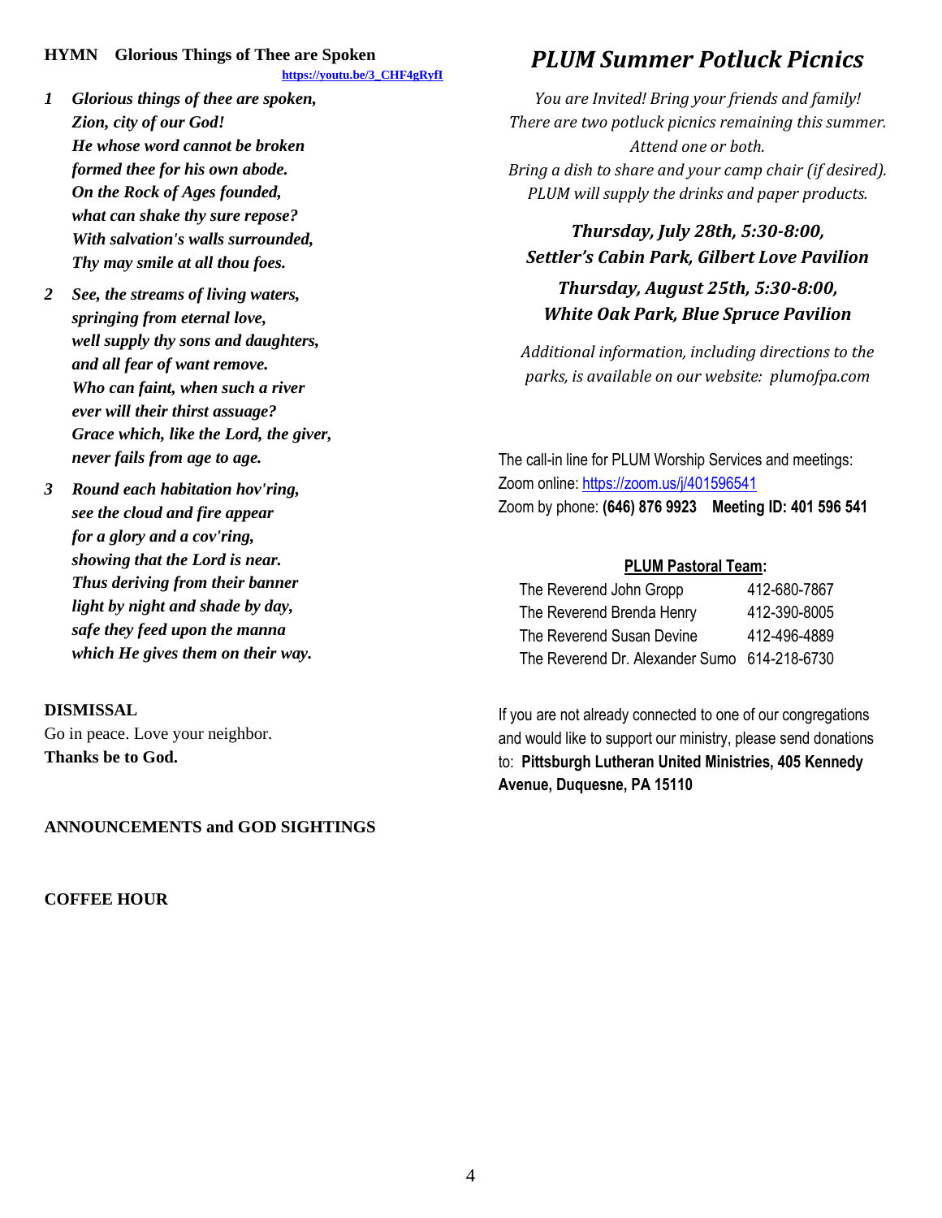**HYMN Glorious Things of Thee are Spoken**

https://youtu.be/3_CHF4gRyfI

1. ***Glorious things of thee are spoken,***
   ***Zion, city of our God!***
   ***He whose word cannot be broken***
   ***formed thee for his own abode.***
   ***On the Rock of Ages founded,***
   ***what can shake thy sure repose?***
   ***With salvation's walls surrounded,***
   ***Thy may smile at all thou foes.***

2. ***See, the streams of living waters,***
   ***springing from eternal love,***
   ***well supply thy sons and daughters,***
   ***and all fear of want remove.***
   ***Who can faint, when such a river***
   ***ever will their thirst assuage?***
   ***Grace which, like the Lord, the giver,***
   ***never fails from age to age.***

3. ***Round each habitation hov'ring,***
   ***see the cloud and fire appear***
   ***for a glory and a cov'ring,***
   ***showing that the Lord is near.***
   ***Thus deriving from their banner***
   ***light by night and shade by day,***
   ***safe they feed upon the manna***
   ***which He gives them on their way.***

**DISMISSAL**

Go in peace. Love your neighbor.

**Thanks be to God.**

**ANNOUNCEMENTS and GOD SIGHTINGS**

**COFFEE HOUR**

# *PLUM Summer Potluck Picnics*

*You are Invited! Bring your friends and family!*
*There are two potluck picnics remaining this summer.*
*Attend one or both.*
*Bring a dish to share and your camp chair (if desired).*
*PLUM will supply the drinks and paper products.*

***Thursday, July 28th, 5:30-8:00,***
***Settler's Cabin Park, Gilbert Love Pavilion***

***Thursday, August 25th, 5:30-8:00,***
***White Oak Park, Blue Spruce Pavilion***

*Additional information, including directions to the parks, is available on our website: plumofpa.com*

The call-in line for PLUM Worship Services and meetings:
Zoom online: https://zoom.us/j/401596541
Zoom by phone: **(646) 876 9923** **Meeting ID: 401 596 541**

**PLUM Pastoral Team:**

| | |
|---|---|
| The Reverend John Gropp | 412-680-7867 |
| The Reverend Brenda Henry | 412-390-8005 |
| The Reverend Susan Devine | 412-496-4889 |
| The Reverend Dr. Alexander Sumo | 614-218-6730 |

If you are not already connected to one of our congregations and would like to support our ministry, please send donations to: **Pittsburgh Lutheran United Ministries, 405 Kennedy Avenue, Duquesne, PA 15110**